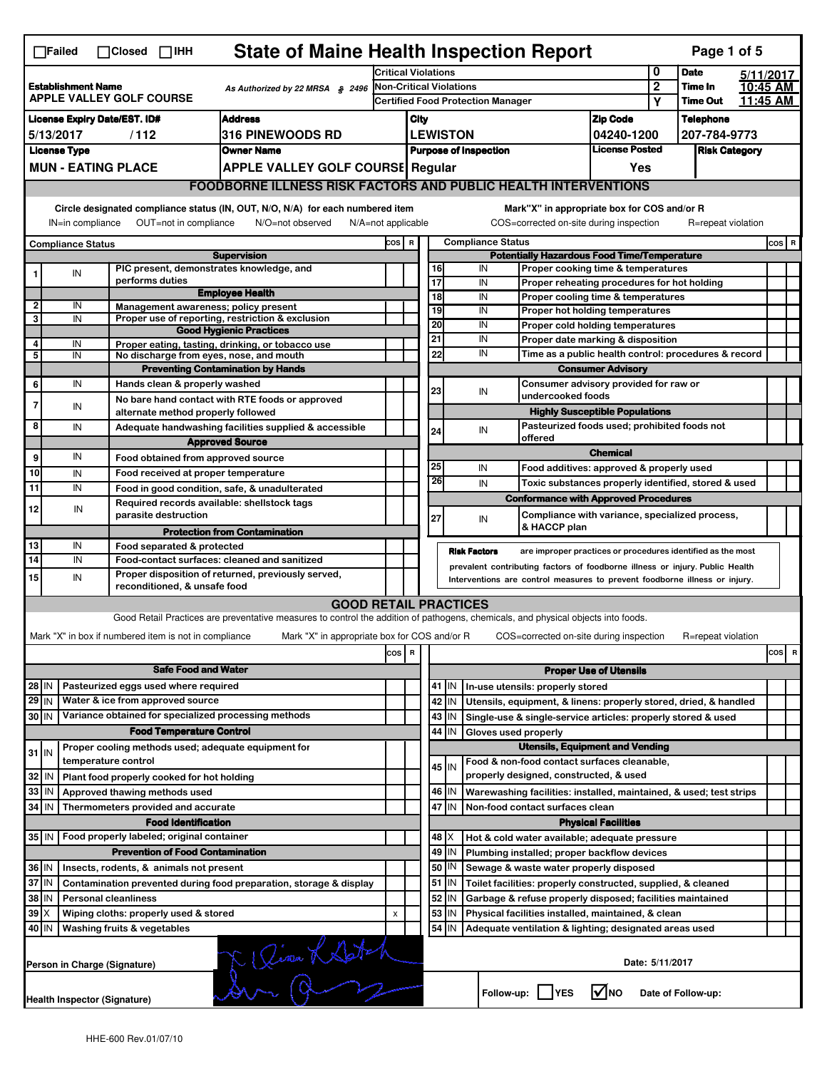# State of Maine Health Inspection Report

☐Failed ☐Closed ☐IHH

| Establishment Name | As Authorized by 22 MRSA § 2496 | Critical Violations | 0 | Date | 5/11/2017 |
|---|---|---|---|---|---|
| APPLE VALLEY GOLF COURSE | | Non-Critical Violations | 2 | Time In | 10:45 AM |
| | | Certified Food Protection Manager | Y | Time Out | 11:45 AM |

| License Expiry Date/EST. ID# | Address | City | Zip Code | Telephone |
|---|---|---|---|---|
| 5/13/2017 / 112 | 316 PINEWOODS RD | LEWISTON | 04240-1200 | 207-784-9773 |

| License Type | Owner Name | Purpose of Inspection | License Posted | Risk Category |
|---|---|---|---|---|
| MUN - EATING PLACE | APPLE VALLEY GOLF COURSE | Regular | Yes | |

## FOODBORNE ILLNESS RISK FACTORS AND PUBLIC HEALTH INTERVENTIONS

Circle designated compliance status (IN, OUT, N/O, N/A) for each numbered item
IN=in compliance OUT=not in compliance N/O=not observed N/A=not applicable

Mark"X" in appropriate box for COS and/or R
COS=corrected on-site during inspection R=repeat violation

| # | Compliance Status | Item | COS | R |
|---|---|---|---|---|
| | | **Supervision** | | |
| 1 | IN | PIC present, demonstrates knowledge, and performs duties | | |
| | | **Employee Health** | | |
| 2 | IN | Management awareness; policy present | | |
| 3 | IN | Proper use of reporting, restriction & exclusion | | |
| | | **Good Hygienic Practices** | | |
| 4 | IN | Proper eating, tasting, drinking, or tobacco use | | |
| 5 | IN | No discharge from eyes, nose, and mouth | | |
| | | **Preventing Contamination by Hands** | | |
| 6 | IN | Hands clean & properly washed | | |
| 7 | IN | No bare hand contact with RTE foods or approved alternate method properly followed | | |
| 8 | IN | Adequate handwashing facilities supplied & accessible | | |
| | | **Approved Source** | | |
| 9 | IN | Food obtained from approved source | | |
| 10 | IN | Food received at proper temperature | | |
| 11 | IN | Food in good condition, safe, & unadulterated | | |
| 12 | IN | Required records available: shellstock tags parasite destruction | | |
| | | **Protection from Contamination** | | |
| 13 | IN | Food separated & protected | | |
| 14 | IN | Food-contact surfaces: cleaned and sanitized | | |
| 15 | IN | Proper disposition of returned, previously served, reconditioned, & unsafe food | | |
| | | **Potentially Hazardous Food Time/Temperature** | | |
| 16 | IN | Proper cooking time & temperatures | | |
| 17 | IN | Proper reheating procedures for hot holding | | |
| 18 | IN | Proper cooling time & temperatures | | |
| 19 | IN | Proper hot holding temperatures | | |
| 20 | IN | Proper cold holding temperatures | | |
| 21 | IN | Proper date marking & disposition | | |
| 22 | IN | Time as a public health control: procedures & record | | |
| | | **Consumer Advisory** | | |
| 23 | IN | Consumer advisory provided for raw or undercooked foods | | |
| | | **Highly Susceptible Populations** | | |
| 24 | IN | Pasteurized foods used; prohibited foods not offered | | |
| | | **Chemical** | | |
| 25 | IN | Food additives: approved & properly used | | |
| 26 | IN | Toxic substances properly identified, stored & used | | |
| | | **Conformance with Approved Procedures** | | |
| 27 | IN | Compliance with variance, specialized process, & HACCP plan | | |

**Risk Factors** are improper practices or procedures identified as the most prevalent contributing factors of foodborne illness or injury. Public Health Interventions are control measures to prevent foodborne illness or injury.

## GOOD RETAIL PRACTICES

Good Retail Practices are preventative measures to control the addition of pathogens, chemicals, and physical objects into foods.

Mark "X" in box if numbered item is not in compliance Mark "X" in appropriate box for COS and/or R COS=corrected on-site during inspection R=repeat violation

| # | Status | Item | COS | R |
|---|---|---|---|---|
| | | **Safe Food and Water** | | |
| 28 | IN | Pasteurized eggs used where required | | |
| 29 | IN | Water & ice from approved source | | |
| 30 | IN | Variance obtained for specialized processing methods | | |
| | | **Food Temperature Control** | | |
| 31 | IN | Proper cooling methods used; adequate equipment for temperature control | | |
| 32 | IN | Plant food properly cooked for hot holding | | |
| 33 | IN | Approved thawing methods used | | |
| 34 | IN | Thermometers provided and accurate | | |
| | | **Food Identification** | | |
| 35 | IN | Food properly labeled; original container | | |
| | | **Prevention of Food Contamination** | | |
| 36 | IN | Insects, rodents, & animals not present | | |
| 37 | IN | Contamination prevented during food preparation, storage & display | | |
| 38 | IN | Personal cleanliness | | |
| 39 | X | Wiping cloths: properly used & stored | x | |
| 40 | IN | Washing fruits & vegetables | | |
| | | **Proper Use of Utensils** | | |
| 41 | IN | In-use utensils: properly stored | | |
| 42 | IN | Utensils, equipment, & linens: properly stored, dried, & handled | | |
| 43 | IN | Single-use & single-service articles: properly stored & used | | |
| 44 | IN | Gloves used properly | | |
| | | **Utensils, Equipment and Vending** | | |
| 45 | IN | Food & non-food contact surfaces cleanable, properly designed, constructed, & used | | |
| 46 | IN | Warewashing facilities: installed, maintained, & used; test strips | | |
| 47 | IN | Non-food contact surfaces clean | | |
| | | **Physical Facilities** | | |
| 48 | X | Hot & cold water available; adequate pressure | | |
| 49 | IN | Plumbing installed; proper backflow devices | | |
| 50 | IN | Sewage & waste water properly disposed | | |
| 51 | IN | Toilet facilities: properly constructed, supplied, & cleaned | | |
| 52 | IN | Garbage & refuse properly disposed; facilities maintained | | |
| 53 | IN | Physical facilities installed, maintained, & clean | | |
| 54 | IN | Adequate ventilation & lighting; designated areas used | | |

Person in Charge (Signature)

Health Inspector (Signature)

Date: 5/11/2017

Follow-up: ☐ YES ☑ NO Date of Follow-up:

HHE-600 Rev.01/07/10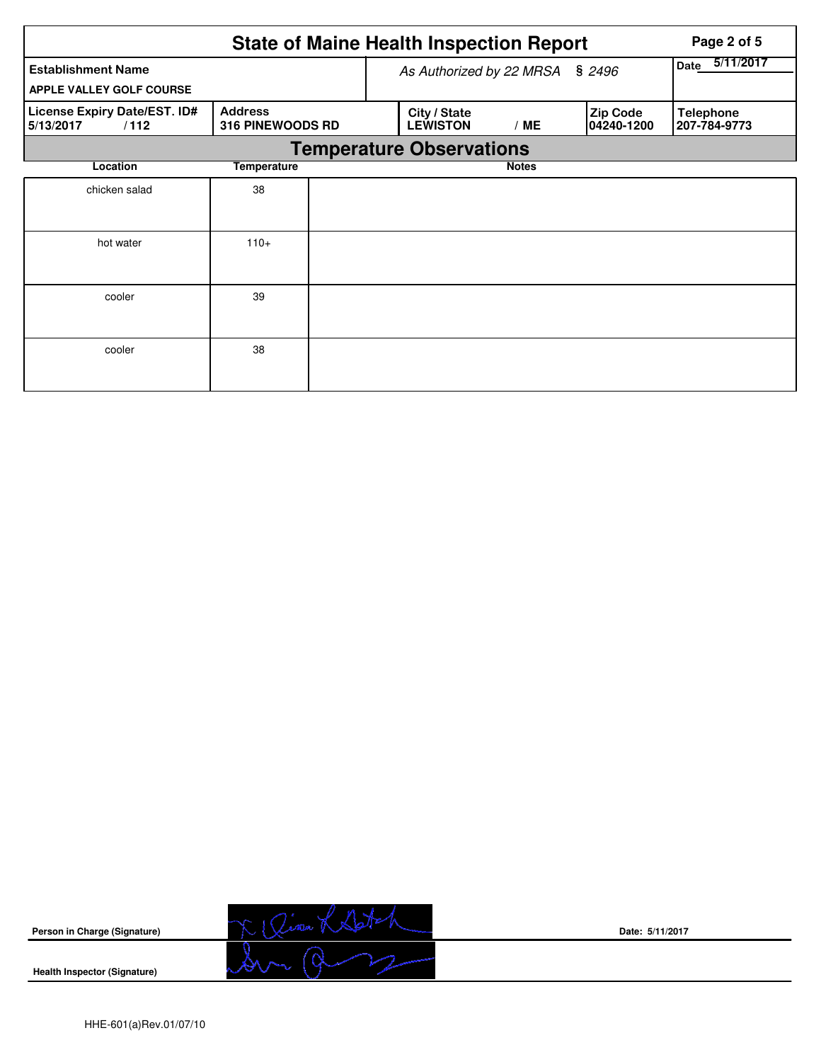# State of Maine Health Inspection Report

| Establishment Name | As Authorized by 22 MRSA § 2496 | | | Date 5/11/2017 |
|---|---|---|---|---|
| APPLE VALLEY GOLF COURSE | | | | |
| **License Expiry Date/EST. ID#** 5/13/2017 / 112 | **Address** 316 PINEWOODS RD | **City / State** LEWISTON / ME | **Zip Code** 04240-1200 | **Telephone** 207-784-9773 |

## Temperature Observations

| Location | Temperature | Notes |
|---|---|---|
| chicken salad | 38 | |
| hot water | 110+ | |
| cooler | 39 | |
| cooler | 38 | |

**Person in Charge (Signature)**

**Date:** 5/11/2017

**Health Inspector (Signature)**

HHE-601(a)Rev.01/07/10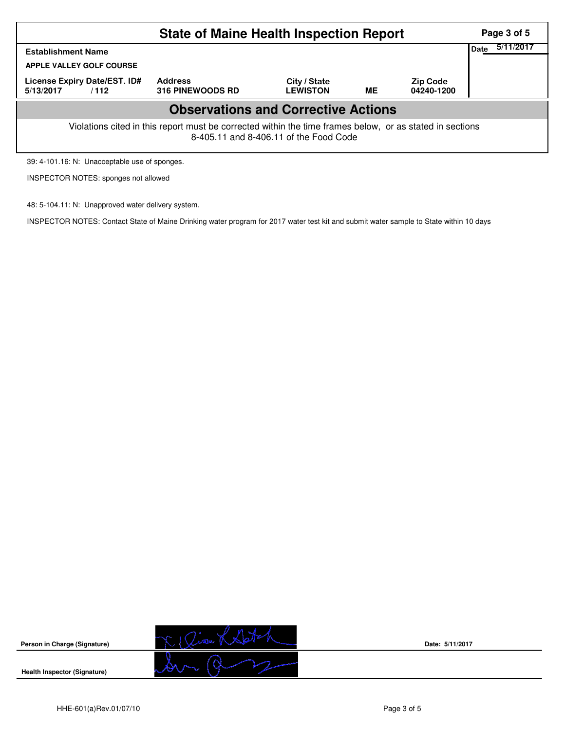# State of Maine Health Inspection Report

| Establishment Name | | | | | Date 5/11/2017 |
|---|---|---|---|---|---|
| APPLE VALLEY GOLF COURSE | | | | | |
| License Expiry Date/EST. ID# | Address | City / State | | Zip Code | |
| 5/13/2017 / 112 | 316 PINEWOODS RD | LEWISTON | ME | 04240-1200 | |

## Observations and Corrective Actions

Violations cited in this report must be corrected within the time frames below, or as stated in sections 8-405.11 and 8-406.11 of the Food Code

39: 4-101.16: N: Unacceptable use of sponges.

INSPECTOR NOTES: sponges not allowed

48: 5-104.11: N: Unapproved water delivery system.

INSPECTOR NOTES: Contact State of Maine Drinking water program for 2017 water test kit and submit water sample to State within 10 days

**Person in Charge (Signature)** Date: 5/11/2017

**Health Inspector (Signature)**

HHE-601(a)Rev.01/07/10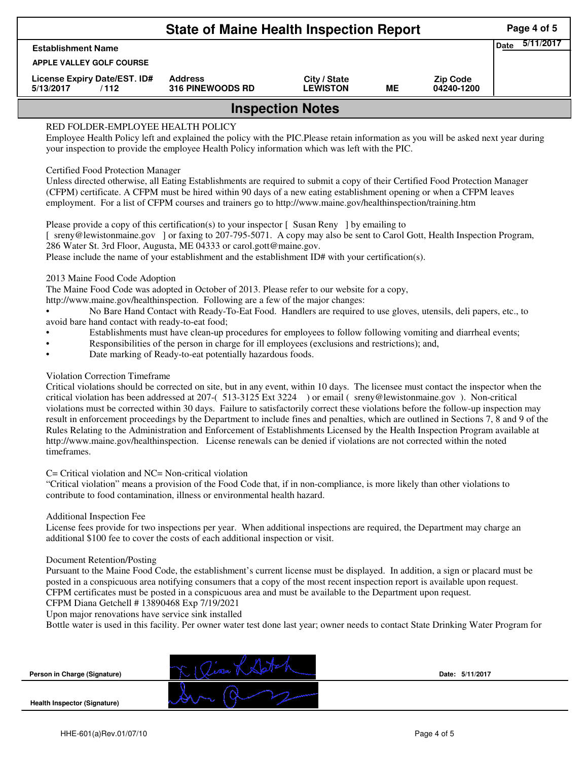# State of Maine Health Inspection Report

| Establishment Name | | | | | Date 5/11/2017 |
|---|---|---|---|---|---|
| APPLE VALLEY GOLF COURSE | | | | | |
| License Expiry Date/EST. ID# | Address | City / State | | Zip Code | |
| 5/13/2017 / 112 | 316 PINEWOODS RD | LEWISTON | ME | 04240-1200 | |

## Inspection Notes

RED FOLDER-EMPLOYEE HEALTH POLICY
Employee Health Policy left and explained the policy with the PIC.Please retain information as you will be asked next year during your inspection to provide the employee Health Policy information which was left with the PIC.

Certified Food Protection Manager
Unless directed otherwise, all Eating Establishments are required to submit a copy of their Certified Food Protection Manager (CFPM) certificate. A CFPM must be hired within 90 days of a new eating establishment opening or when a CFPM leaves employment. For a list of CFPM courses and trainers go to http://www.maine.gov/healthinspection/training.htm

Please provide a copy of this certification(s) to your inspector [ Susan Reny ] by emailing to [ sreny@lewistonmaine.gov ] or faxing to 207-795-5071. A copy may also be sent to Carol Gott, Health Inspection Program, 286 Water St. 3rd Floor, Augusta, ME 04333 or carol.gott@maine.gov.
Please include the name of your establishment and the establishment ID# with your certification(s).

2013 Maine Food Code Adoption
The Maine Food Code was adopted in October of 2013. Please refer to our website for a copy, http://www.maine.gov/healthinspection. Following are a few of the major changes:

- No Bare Hand Contact with Ready-To-Eat Food. Handlers are required to use gloves, utensils, deli papers, etc., to avoid bare hand contact with ready-to-eat food;
- Establishments must have clean-up procedures for employees to follow following vomiting and diarrheal events;
- Responsibilities of the person in charge for ill employees (exclusions and restrictions); and,
- Date marking of Ready-to-eat potentially hazardous foods.

Violation Correction Timeframe
Critical violations should be corrected on site, but in any event, within 10 days. The licensee must contact the inspector when the critical violation has been addressed at 207-( 513-3125 Ext 3224 ) or email ( sreny@lewistonmaine.gov ). Non-critical violations must be corrected within 30 days. Failure to satisfactorily correct these violations before the follow-up inspection may result in enforcement proceedings by the Department to include fines and penalties, which are outlined in Sections 7, 8 and 9 of the Rules Relating to the Administration and Enforcement of Establishments Licensed by the Health Inspection Program available at http://www.maine.gov/healthinspection. License renewals can be denied if violations are not corrected within the noted timeframes.

C= Critical violation and NC= Non-critical violation
"Critical violation" means a provision of the Food Code that, if in non-compliance, is more likely than other violations to contribute to food contamination, illness or environmental health hazard.

Additional Inspection Fee
License fees provide for two inspections per year. When additional inspections are required, the Department may charge an additional $100 fee to cover the costs of each additional inspection or visit.

Document Retention/Posting
Pursuant to the Maine Food Code, the establishment's current license must be displayed. In addition, a sign or placard must be posted in a conspicuous area notifying consumers that a copy of the most recent inspection report is available upon request. CFPM certificates must be posted in a conspicuous area and must be available to the Department upon request.
CFPM Diana Getchell # 13890468 Exp 7/19/2021
Upon major renovations have service sink installed
Bottle water is used in this facility. Per owner water test done last year; owner needs to contact State Drinking Water Program for

Person in Charge (Signature) Date: 5/11/2017

Health Inspector (Signature)

HHE-601(a)Rev.01/07/10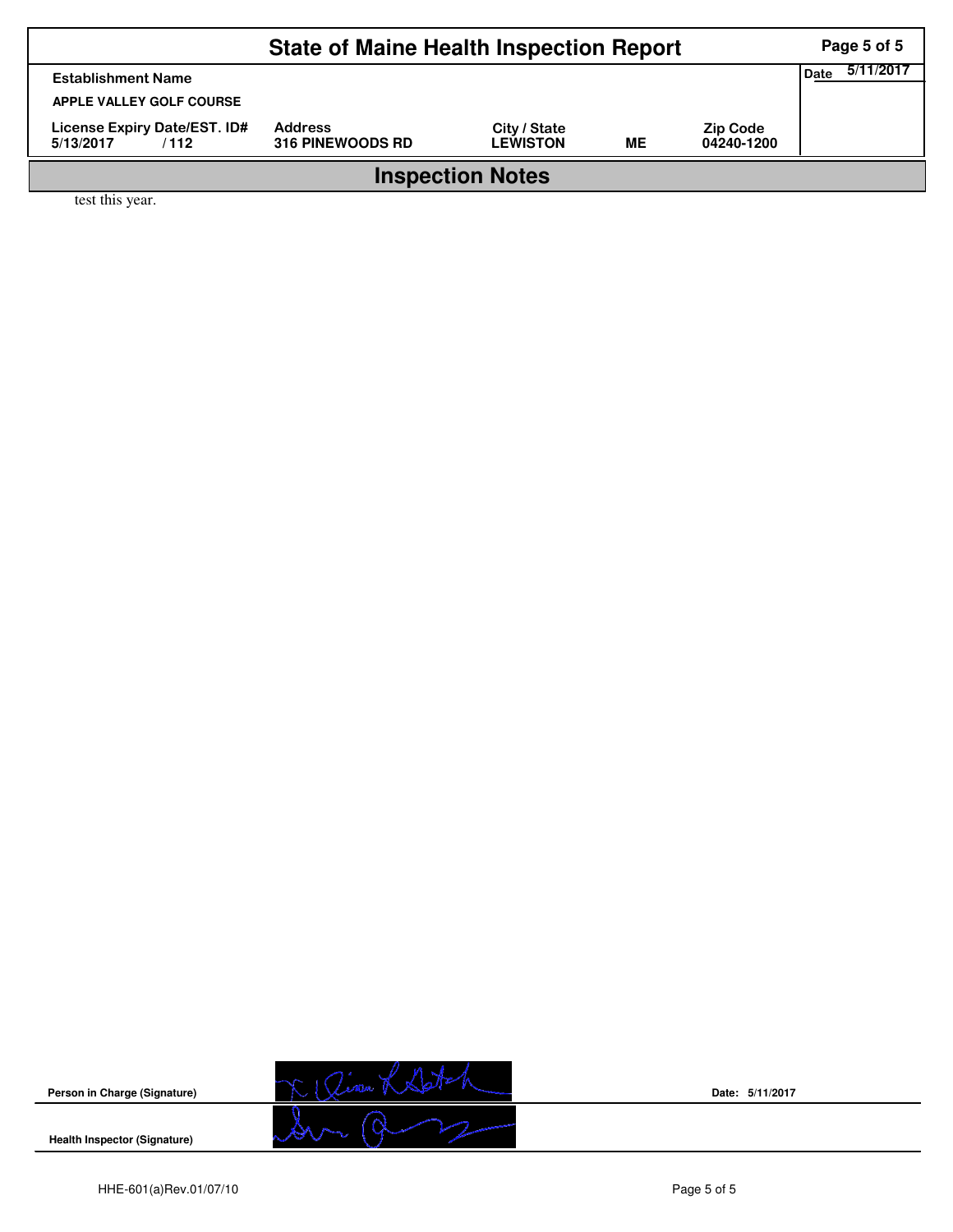# State of Maine Health Inspection Report

| | | | | | |
|---|---|---|---|---|---|
| **Establishment Name** | | | | | **Date** 5/11/2017 |
| APPLE VALLEY GOLF COURSE | | | | | |
| **License Expiry Date/EST. ID#** | **Address** | **City / State** | | **Zip Code** | |
| 5/13/2017 / 112 | 316 PINEWOODS RD | LEWISTON | ME | 04240-1200 | |

## Inspection Notes

test this year.

**Person in Charge (Signature)** Date: 5/11/2017

**Health Inspector (Signature)**

HHE-601(a)Rev.01/07/10